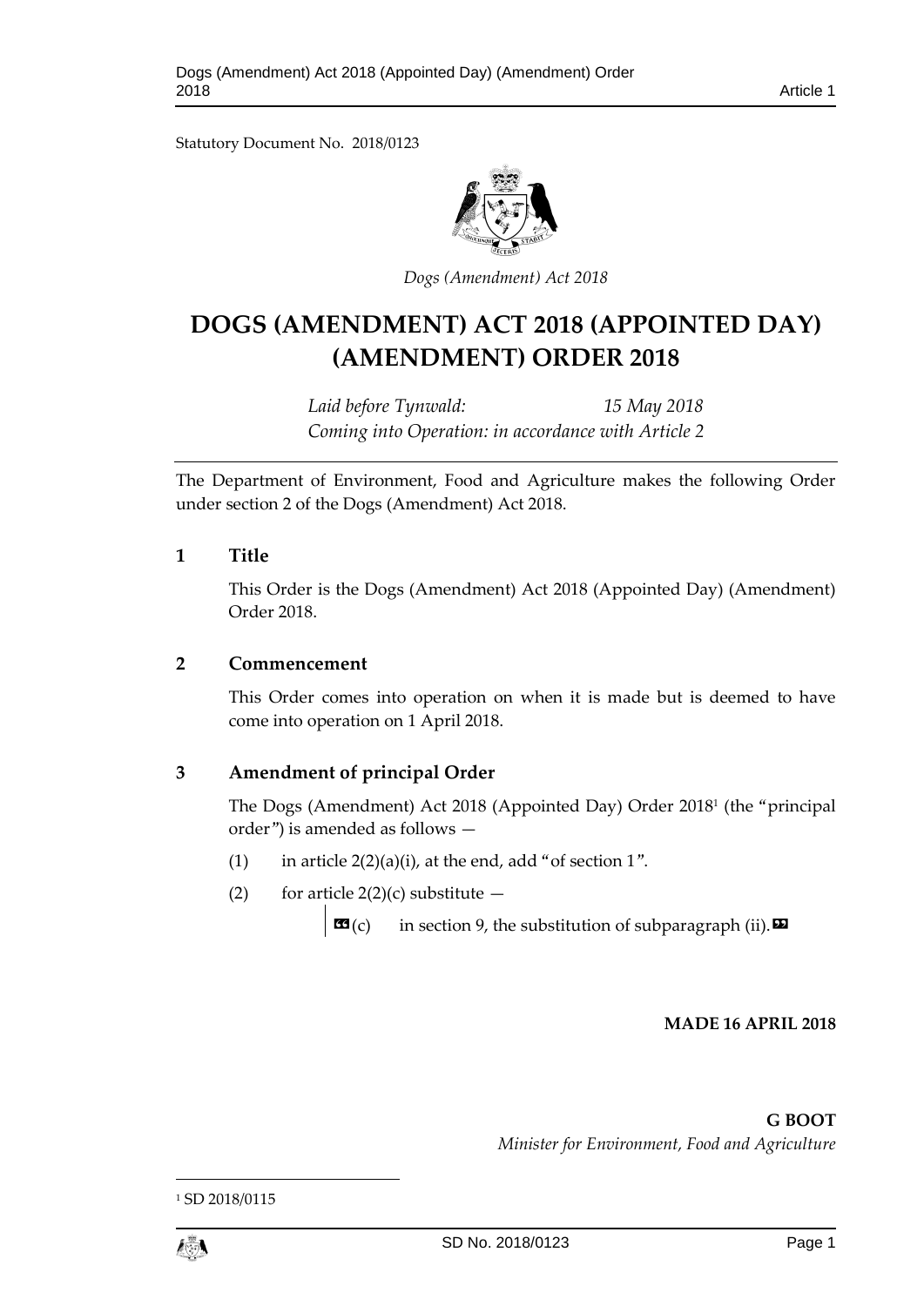Statutory Document No. 2018/0123

*Dogs (Amendment) Act 2018*

# DOGS (AMENDMENT) ACT 2018 (APPOINTED DAY) (AMENDMENT) ORDER 2018

*Laid before Tynwald: 15 May 2018*
*Coming into Operation: in accordance with Article 2*

The Department of Environment, Food and Agriculture makes the following Order under section 2 of the Dogs (Amendment) Act 2018.

## 1 Title

This Order is the Dogs (Amendment) Act 2018 (Appointed Day) (Amendment) Order 2018.

## 2 Commencement

This Order comes into operation on when it is made but is deemed to have come into operation on 1 April 2018.

## 3 Amendment of principal Order

The Dogs (Amendment) Act 2018 (Appointed Day) Order 2018[1] (the "principal order") is amended as follows —

(1) in article 2(2)(a)(i), at the end, add "of section 1".

(2) for article 2(2)(c) substitute —

> «(c) in section 9, the substitution of subparagraph (ii).»

**MADE 16 APRIL 2018**

**G BOOT**
*Minister for Environment, Food and Agriculture*

[1] SD 2018/0115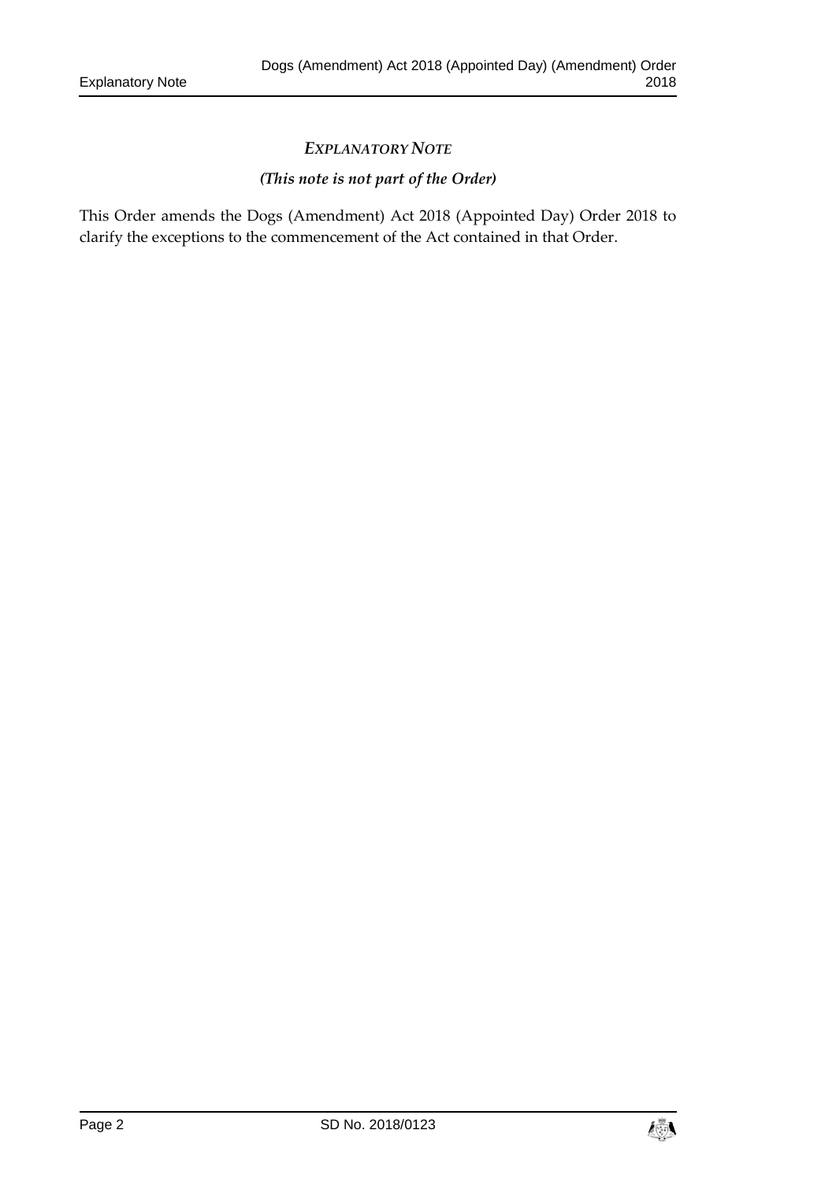## *EXPLANATORY NOTE*

***(This note is not part of the Order)***

This Order amends the Dogs (Amendment) Act 2018 (Appointed Day) Order 2018 to clarify the exceptions to the commencement of the Act contained in that Order.